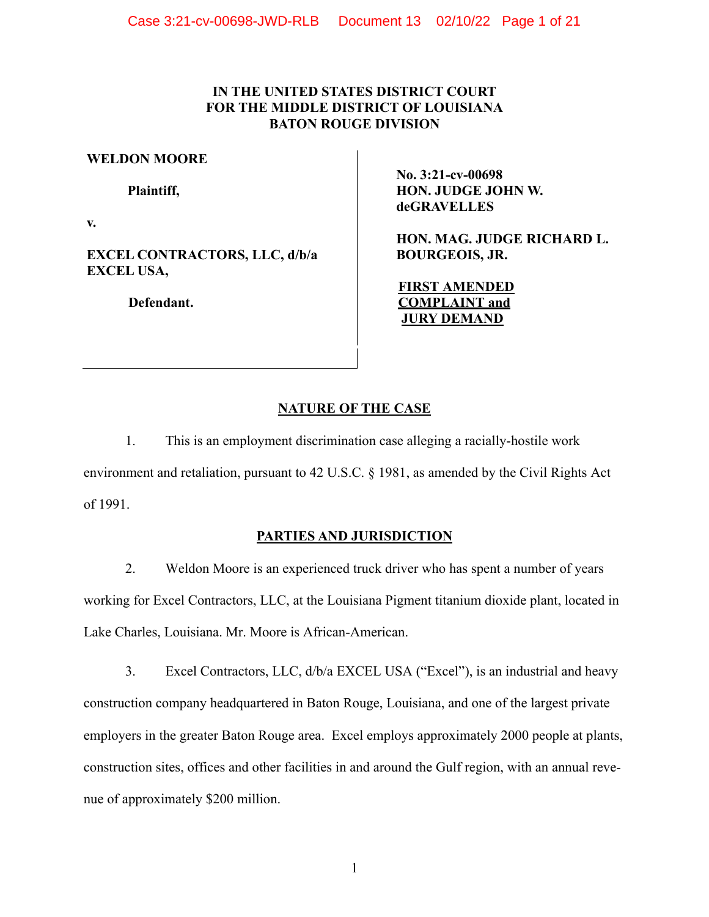**IN THE UNITED STATES DISTRICT COURT**
**FOR THE MIDDLE DISTRICT OF LOUISIANA**
**BATON ROUGE DIVISION**

| | |
|---|---|
| **WELDON MOORE**<br><br>**Plaintiff,**<br><br>**v.**<br><br>**EXCEL CONTRACTORS, LLC, d/b/a EXCEL USA,**<br><br>**Defendant.** | **No. 3:21-cv-00698**<br>**HON. JUDGE JOHN W. deGRAVELLES**<br><br>**HON. MAG. JUDGE RICHARD L. BOURGEOIS, JR.**<br><br>**FIRST AMENDED COMPLAINT and JURY DEMAND** |

## NATURE OF THE CASE

1. This is an employment discrimination case alleging a racially-hostile work environment and retaliation, pursuant to 42 U.S.C. § 1981, as amended by the Civil Rights Act of 1991.

## PARTIES AND JURISDICTION

2. Weldon Moore is an experienced truck driver who has spent a number of years working for Excel Contractors, LLC, at the Louisiana Pigment titanium dioxide plant, located in Lake Charles, Louisiana. Mr. Moore is African-American.

3. Excel Contractors, LLC, d/b/a EXCEL USA ("Excel"), is an industrial and heavy construction company headquartered in Baton Rouge, Louisiana, and one of the largest private employers in the greater Baton Rouge area. Excel employs approximately 2000 people at plants, construction sites, offices and other facilities in and around the Gulf region, with an annual revenue of approximately $200 million.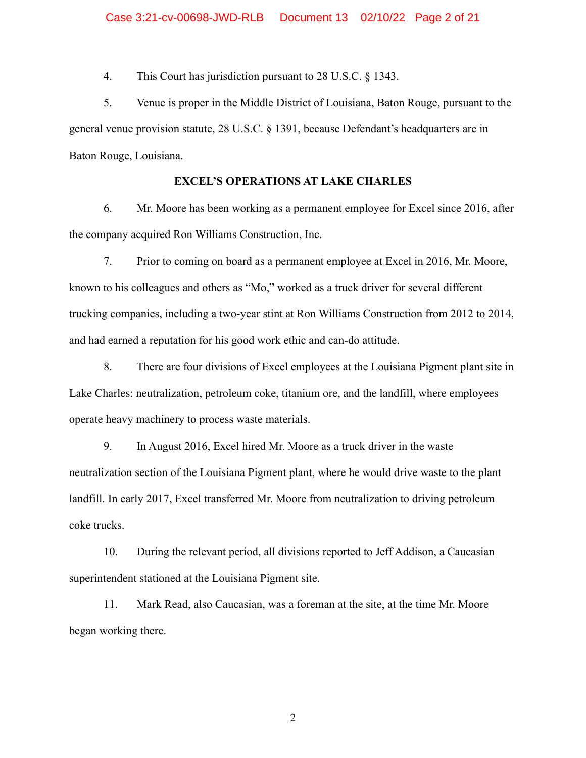4. This Court has jurisdiction pursuant to 28 U.S.C. § 1343.

5. Venue is proper in the Middle District of Louisiana, Baton Rouge, pursuant to the general venue provision statute, 28 U.S.C. § 1391, because Defendant's headquarters are in Baton Rouge, Louisiana.

**EXCEL'S OPERATIONS AT LAKE CHARLES**

6. Mr. Moore has been working as a permanent employee for Excel since 2016, after the company acquired Ron Williams Construction, Inc.

7. Prior to coming on board as a permanent employee at Excel in 2016, Mr. Moore, known to his colleagues and others as "Mo," worked as a truck driver for several different trucking companies, including a two-year stint at Ron Williams Construction from 2012 to 2014, and had earned a reputation for his good work ethic and can-do attitude.

8. There are four divisions of Excel employees at the Louisiana Pigment plant site in Lake Charles: neutralization, petroleum coke, titanium ore, and the landfill, where employees operate heavy machinery to process waste materials.

9. In August 2016, Excel hired Mr. Moore as a truck driver in the waste neutralization section of the Louisiana Pigment plant, where he would drive waste to the plant landfill. In early 2017, Excel transferred Mr. Moore from neutralization to driving petroleum coke trucks.

10. During the relevant period, all divisions reported to Jeff Addison, a Caucasian superintendent stationed at the Louisiana Pigment site.

11. Mark Read, also Caucasian, was a foreman at the site, at the time Mr. Moore began working there.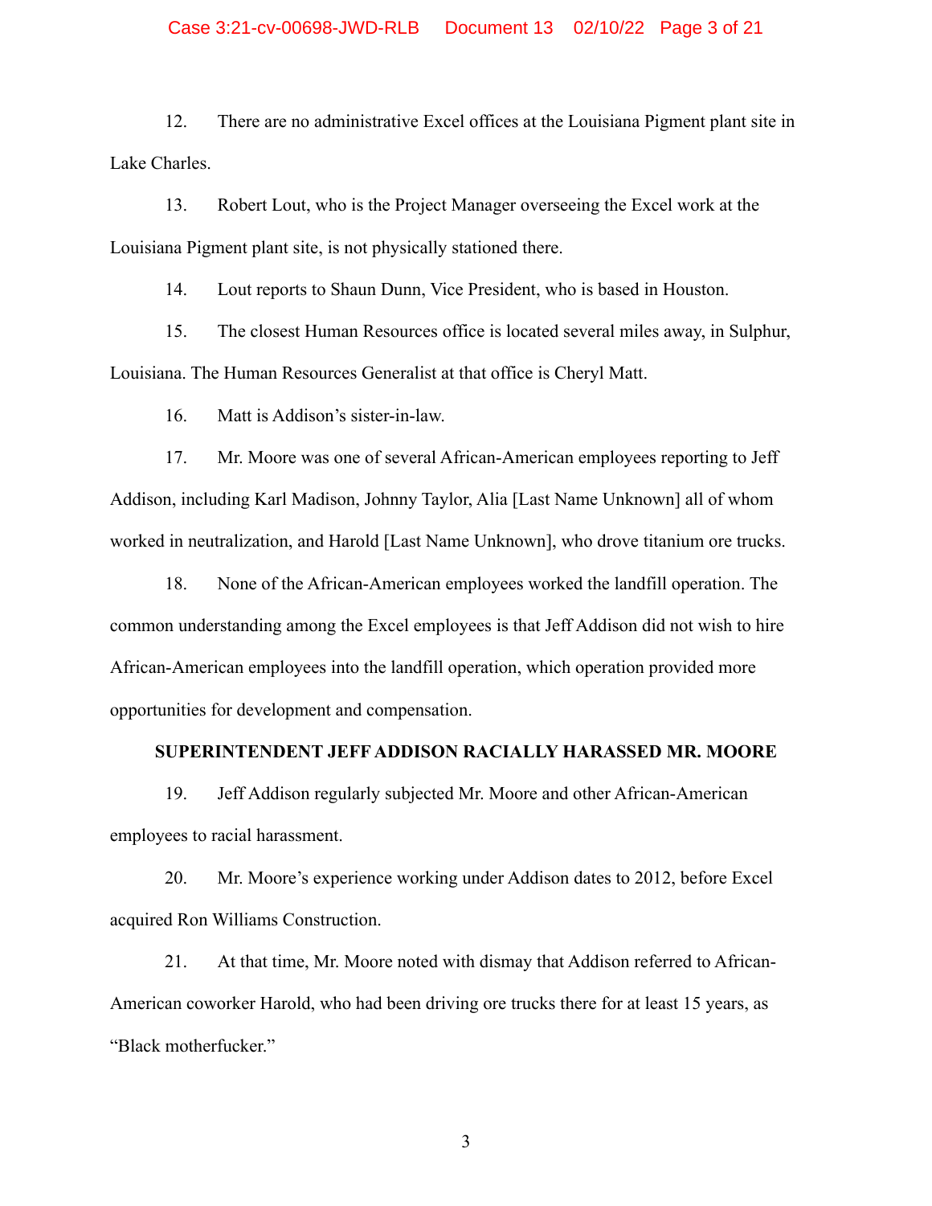12. There are no administrative Excel offices at the Louisiana Pigment plant site in Lake Charles.

13. Robert Lout, who is the Project Manager overseeing the Excel work at the Louisiana Pigment plant site, is not physically stationed there.

14. Lout reports to Shaun Dunn, Vice President, who is based in Houston.

15. The closest Human Resources office is located several miles away, in Sulphur, Louisiana. The Human Resources Generalist at that office is Cheryl Matt.

16. Matt is Addison's sister-in-law.

17. Mr. Moore was one of several African-American employees reporting to Jeff Addison, including Karl Madison, Johnny Taylor, Alia [Last Name Unknown] all of whom worked in neutralization, and Harold [Last Name Unknown], who drove titanium ore trucks.

18. None of the African-American employees worked the landfill operation. The common understanding among the Excel employees is that Jeff Addison did not wish to hire African-American employees into the landfill operation, which operation provided more opportunities for development and compensation.

**SUPERINTENDENT JEFF ADDISON RACIALLY HARASSED MR. MOORE**

19. Jeff Addison regularly subjected Mr. Moore and other African-American employees to racial harassment.

20. Mr. Moore's experience working under Addison dates to 2012, before Excel acquired Ron Williams Construction.

21. At that time, Mr. Moore noted with dismay that Addison referred to African-American coworker Harold, who had been driving ore trucks there for at least 15 years, as "Black motherfucker."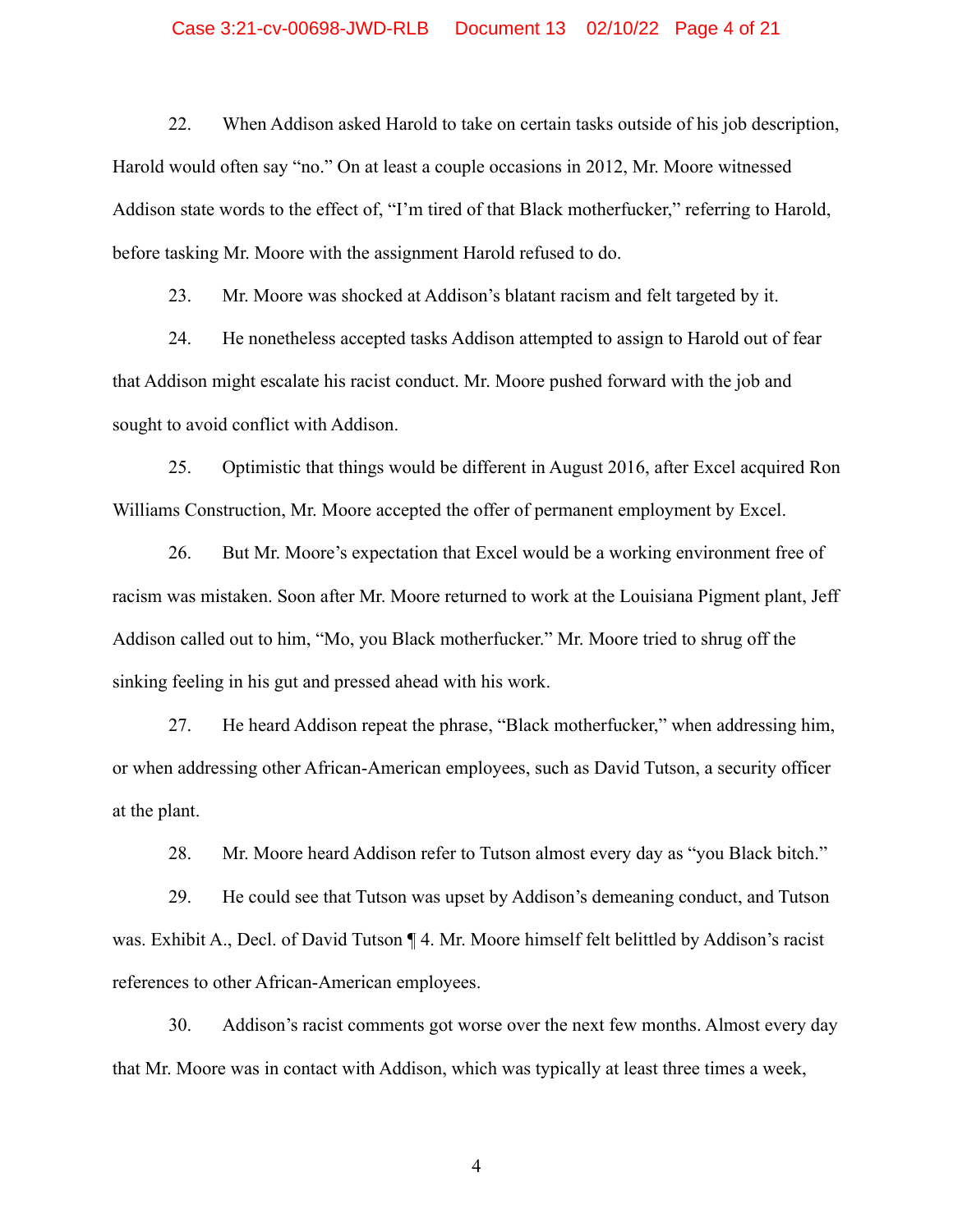22. When Addison asked Harold to take on certain tasks outside of his job description, Harold would often say "no." On at least a couple occasions in 2012, Mr. Moore witnessed Addison state words to the effect of, "I'm tired of that Black motherfucker," referring to Harold, before tasking Mr. Moore with the assignment Harold refused to do.

23. Mr. Moore was shocked at Addison's blatant racism and felt targeted by it.

24. He nonetheless accepted tasks Addison attempted to assign to Harold out of fear that Addison might escalate his racist conduct. Mr. Moore pushed forward with the job and sought to avoid conflict with Addison.

25. Optimistic that things would be different in August 2016, after Excel acquired Ron Williams Construction, Mr. Moore accepted the offer of permanent employment by Excel.

26. But Mr. Moore's expectation that Excel would be a working environment free of racism was mistaken. Soon after Mr. Moore returned to work at the Louisiana Pigment plant, Jeff Addison called out to him, "Mo, you Black motherfucker." Mr. Moore tried to shrug off the sinking feeling in his gut and pressed ahead with his work.

27. He heard Addison repeat the phrase, "Black motherfucker," when addressing him, or when addressing other African-American employees, such as David Tutson, a security officer at the plant.

28. Mr. Moore heard Addison refer to Tutson almost every day as "you Black bitch."

29. He could see that Tutson was upset by Addison's demeaning conduct, and Tutson was. Exhibit A., Decl. of David Tutson ¶ 4. Mr. Moore himself felt belittled by Addison's racist references to other African-American employees.

30. Addison's racist comments got worse over the next few months. Almost every day that Mr. Moore was in contact with Addison, which was typically at least three times a week,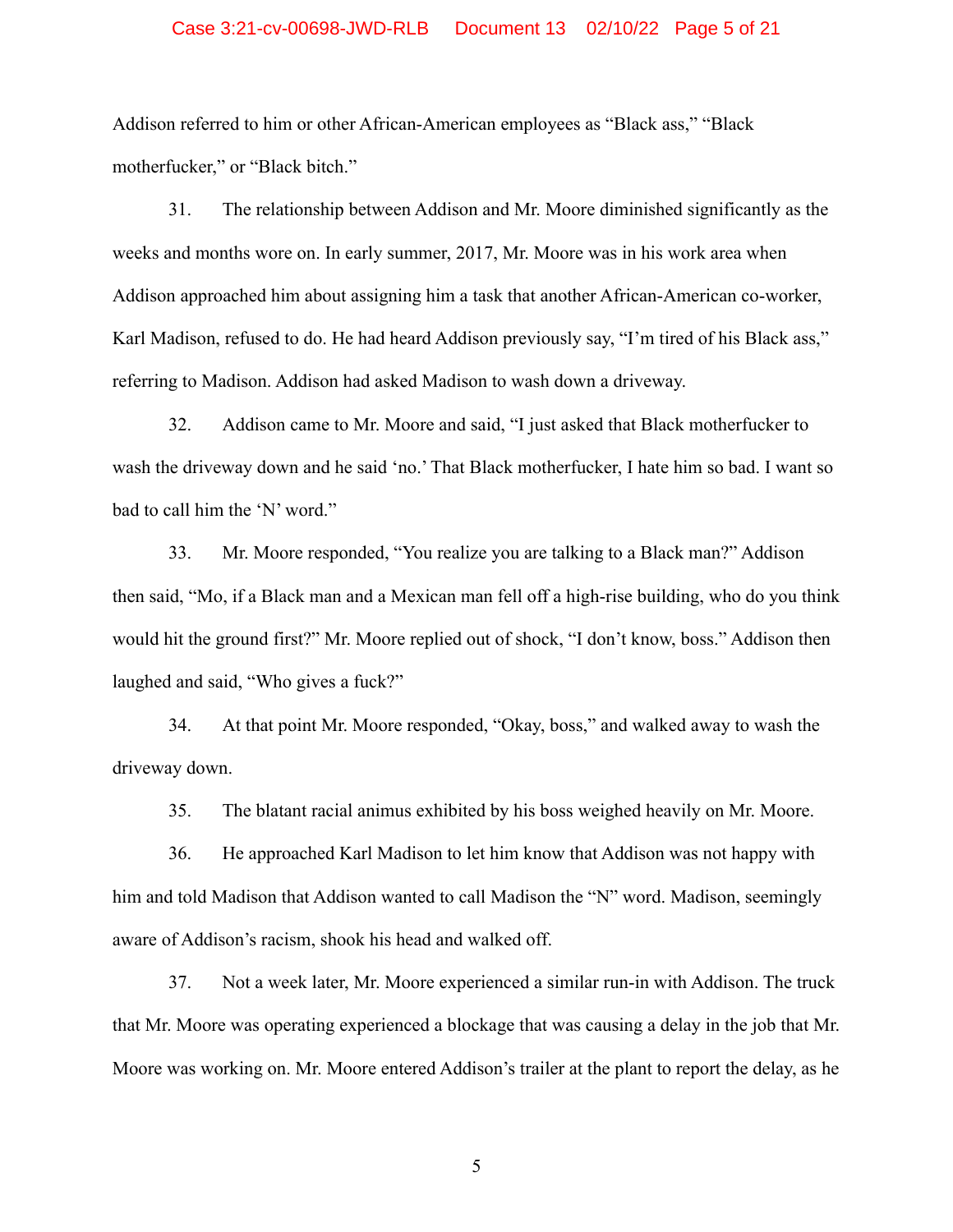Addison referred to him or other African-American employees as “Black ass,” “Black motherfucker,” or “Black bitch.”

31. The relationship between Addison and Mr. Moore diminished significantly as the weeks and months wore on. In early summer, 2017, Mr. Moore was in his work area when Addison approached him about assigning him a task that another African-American co-worker, Karl Madison, refused to do. He had heard Addison previously say, “I’m tired of his Black ass,” referring to Madison. Addison had asked Madison to wash down a driveway.

32. Addison came to Mr. Moore and said, “I just asked that Black motherfucker to wash the driveway down and he said ‘no.’ That Black motherfucker, I hate him so bad. I want so bad to call him the ‘N’ word.”

33. Mr. Moore responded, “You realize you are talking to a Black man?” Addison then said, “Mo, if a Black man and a Mexican man fell off a high-rise building, who do you think would hit the ground first?” Mr. Moore replied out of shock, “I don’t know, boss.” Addison then laughed and said, “Who gives a fuck?”

34. At that point Mr. Moore responded, “Okay, boss,” and walked away to wash the driveway down.

35. The blatant racial animus exhibited by his boss weighed heavily on Mr. Moore.

36. He approached Karl Madison to let him know that Addison was not happy with him and told Madison that Addison wanted to call Madison the “N” word. Madison, seemingly aware of Addison’s racism, shook his head and walked off.

37. Not a week later, Mr. Moore experienced a similar run-in with Addison. The truck that Mr. Moore was operating experienced a blockage that was causing a delay in the job that Mr. Moore was working on. Mr. Moore entered Addison’s trailer at the plant to report the delay, as he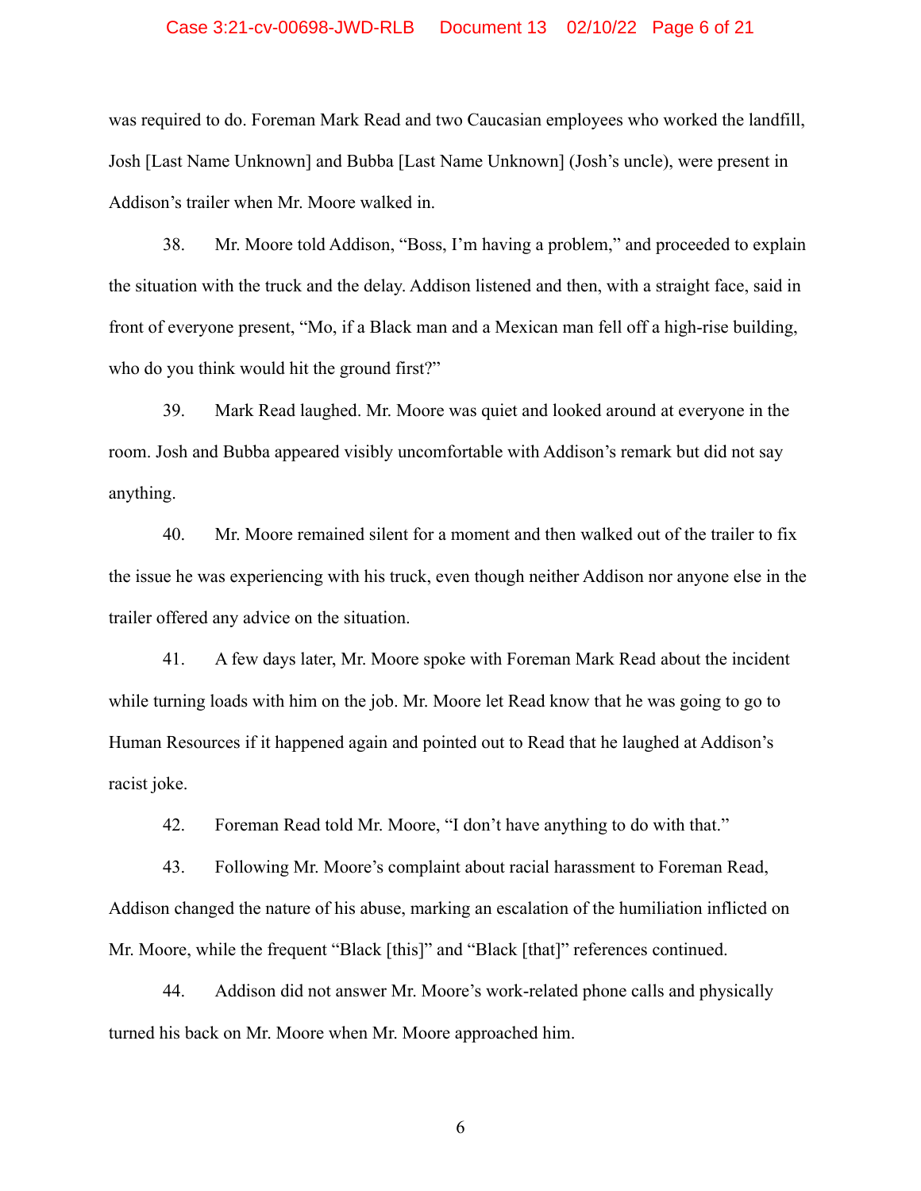was required to do. Foreman Mark Read and two Caucasian employees who worked the landfill, Josh [Last Name Unknown] and Bubba [Last Name Unknown] (Josh's uncle), were present in Addison's trailer when Mr. Moore walked in.

38. Mr. Moore told Addison, "Boss, I'm having a problem," and proceeded to explain the situation with the truck and the delay. Addison listened and then, with a straight face, said in front of everyone present, "Mo, if a Black man and a Mexican man fell off a high-rise building, who do you think would hit the ground first?"

39. Mark Read laughed. Mr. Moore was quiet and looked around at everyone in the room. Josh and Bubba appeared visibly uncomfortable with Addison's remark but did not say anything.

40. Mr. Moore remained silent for a moment and then walked out of the trailer to fix the issue he was experiencing with his truck, even though neither Addison nor anyone else in the trailer offered any advice on the situation.

41. A few days later, Mr. Moore spoke with Foreman Mark Read about the incident while turning loads with him on the job. Mr. Moore let Read know that he was going to go to Human Resources if it happened again and pointed out to Read that he laughed at Addison's racist joke.

42. Foreman Read told Mr. Moore, "I don't have anything to do with that."

43. Following Mr. Moore's complaint about racial harassment to Foreman Read, Addison changed the nature of his abuse, marking an escalation of the humiliation inflicted on Mr. Moore, while the frequent "Black [this]" and "Black [that]" references continued.

44. Addison did not answer Mr. Moore's work-related phone calls and physically turned his back on Mr. Moore when Mr. Moore approached him.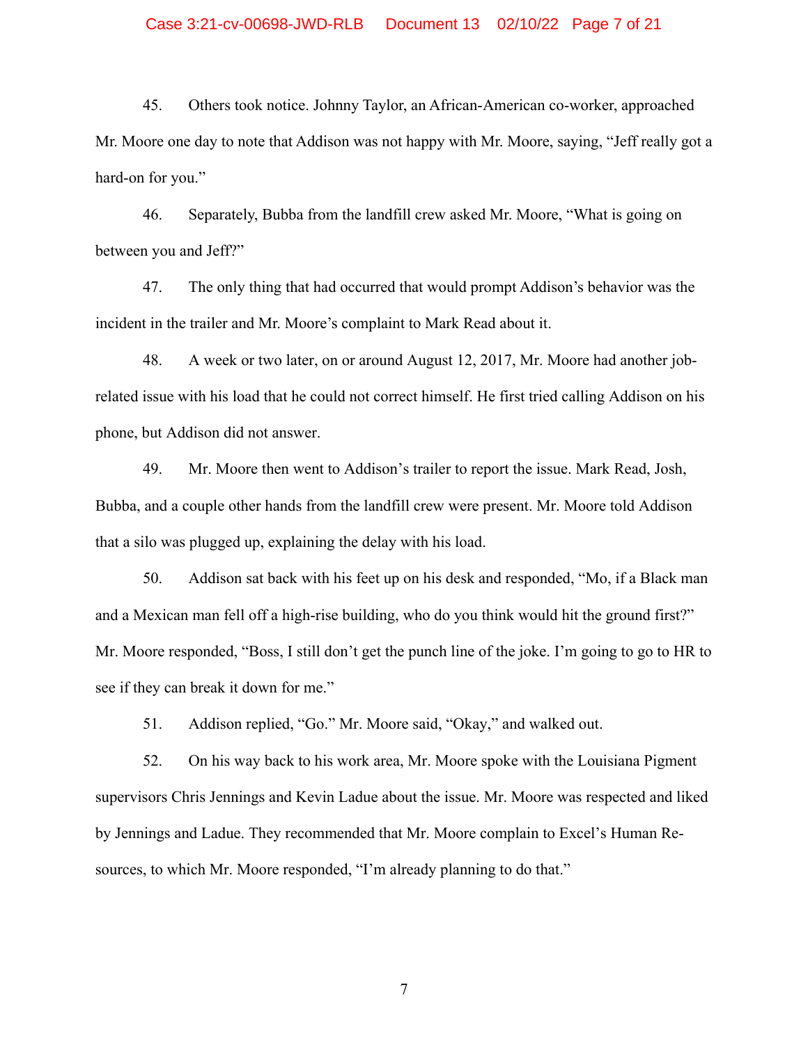45. Others took notice. Johnny Taylor, an African-American co-worker, approached Mr. Moore one day to note that Addison was not happy with Mr. Moore, saying, "Jeff really got a hard-on for you."

46. Separately, Bubba from the landfill crew asked Mr. Moore, "What is going on between you and Jeff?"

47. The only thing that had occurred that would prompt Addison's behavior was the incident in the trailer and Mr. Moore's complaint to Mark Read about it.

48. A week or two later, on or around August 12, 2017, Mr. Moore had another job-related issue with his load that he could not correct himself. He first tried calling Addison on his phone, but Addison did not answer.

49. Mr. Moore then went to Addison's trailer to report the issue. Mark Read, Josh, Bubba, and a couple other hands from the landfill crew were present. Mr. Moore told Addison that a silo was plugged up, explaining the delay with his load.

50. Addison sat back with his feet up on his desk and responded, "Mo, if a Black man and a Mexican man fell off a high-rise building, who do you think would hit the ground first?" Mr. Moore responded, "Boss, I still don't get the punch line of the joke. I'm going to go to HR to see if they can break it down for me."

51. Addison replied, "Go." Mr. Moore said, "Okay," and walked out.

52. On his way back to his work area, Mr. Moore spoke with the Louisiana Pigment supervisors Chris Jennings and Kevin Ladue about the issue. Mr. Moore was respected and liked by Jennings and Ladue. They recommended that Mr. Moore complain to Excel's Human Resources, to which Mr. Moore responded, "I'm already planning to do that."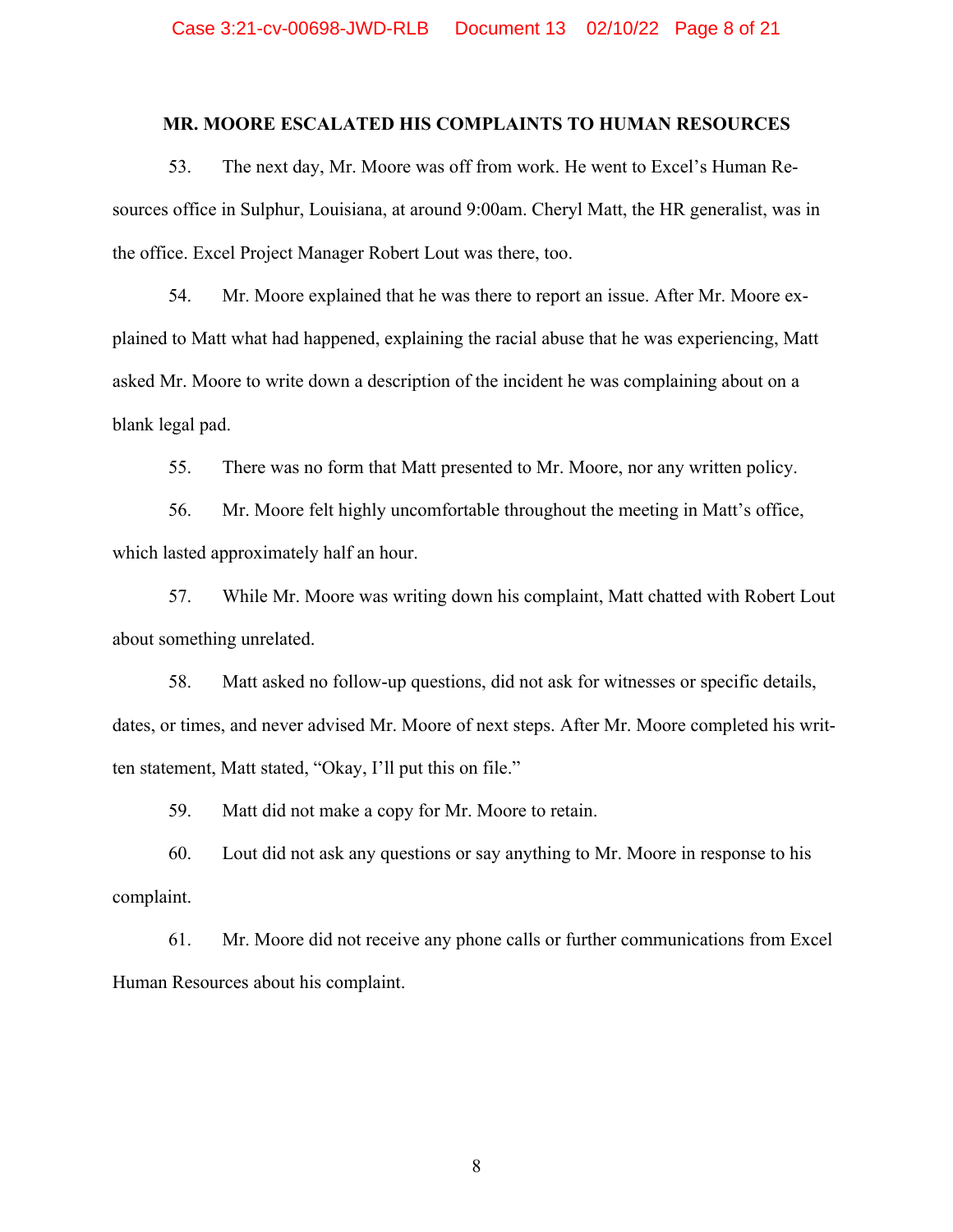## MR. MOORE ESCALATED HIS COMPLAINTS TO HUMAN RESOURCES

53. The next day, Mr. Moore was off from work. He went to Excel's Human Resources office in Sulphur, Louisiana, at around 9:00am. Cheryl Matt, the HR generalist, was in the office. Excel Project Manager Robert Lout was there, too.

54. Mr. Moore explained that he was there to report an issue. After Mr. Moore explained to Matt what had happened, explaining the racial abuse that he was experiencing, Matt asked Mr. Moore to write down a description of the incident he was complaining about on a blank legal pad.

55. There was no form that Matt presented to Mr. Moore, nor any written policy.

56. Mr. Moore felt highly uncomfortable throughout the meeting in Matt's office, which lasted approximately half an hour.

57. While Mr. Moore was writing down his complaint, Matt chatted with Robert Lout about something unrelated.

58. Matt asked no follow-up questions, did not ask for witnesses or specific details, dates, or times, and never advised Mr. Moore of next steps. After Mr. Moore completed his written statement, Matt stated, "Okay, I'll put this on file."

59. Matt did not make a copy for Mr. Moore to retain.

60. Lout did not ask any questions or say anything to Mr. Moore in response to his complaint.

61. Mr. Moore did not receive any phone calls or further communications from Excel Human Resources about his complaint.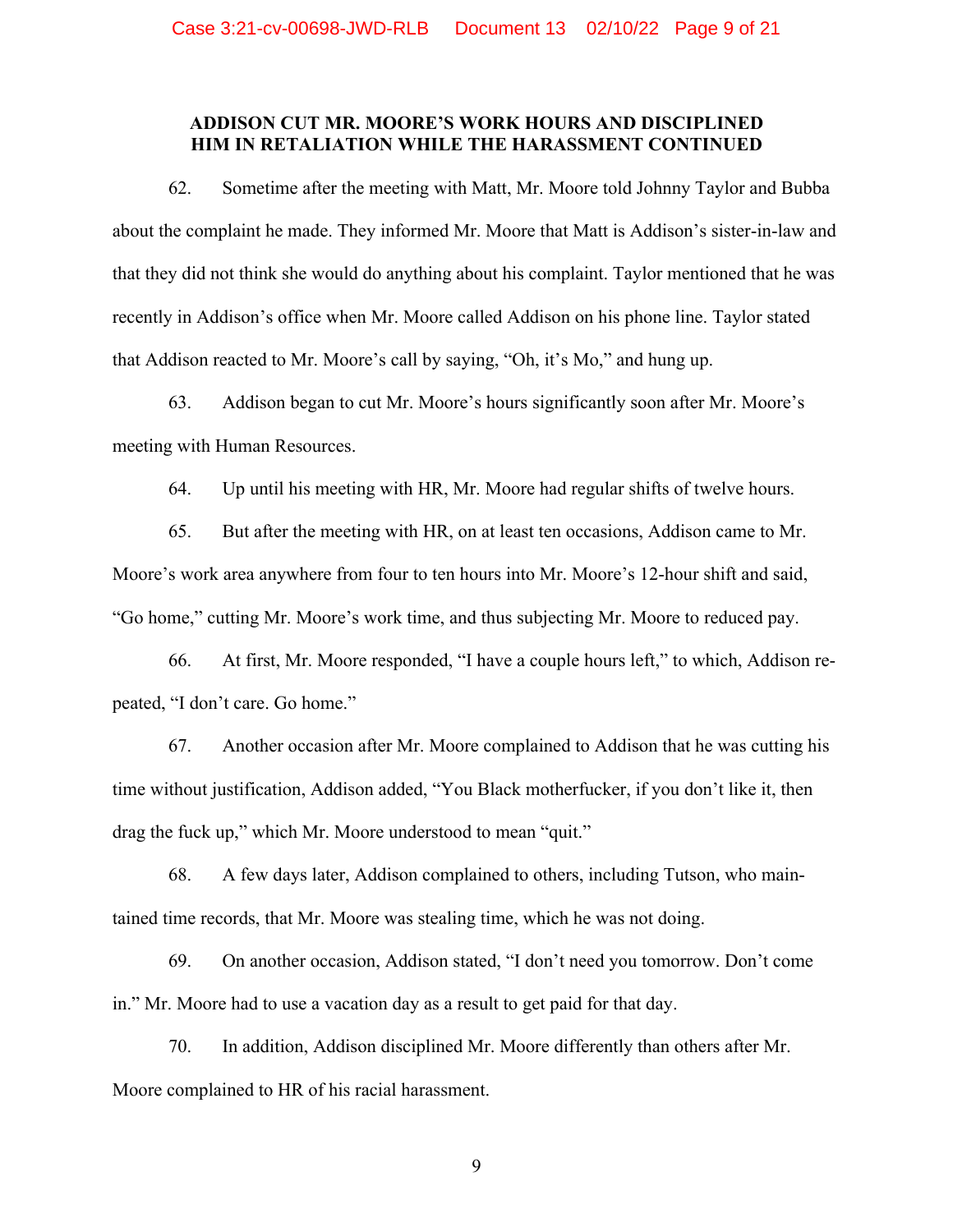## ADDISON CUT MR. MOORE'S WORK HOURS AND DISCIPLINED HIM IN RETALIATION WHILE THE HARASSMENT CONTINUED

62. Sometime after the meeting with Matt, Mr. Moore told Johnny Taylor and Bubba about the complaint he made. They informed Mr. Moore that Matt is Addison's sister-in-law and that they did not think she would do anything about his complaint. Taylor mentioned that he was recently in Addison's office when Mr. Moore called Addison on his phone line. Taylor stated that Addison reacted to Mr. Moore's call by saying, "Oh, it's Mo," and hung up.

63. Addison began to cut Mr. Moore's hours significantly soon after Mr. Moore's meeting with Human Resources.

64. Up until his meeting with HR, Mr. Moore had regular shifts of twelve hours.

65. But after the meeting with HR, on at least ten occasions, Addison came to Mr. Moore's work area anywhere from four to ten hours into Mr. Moore's 12-hour shift and said, "Go home," cutting Mr. Moore's work time, and thus subjecting Mr. Moore to reduced pay.

66. At first, Mr. Moore responded, "I have a couple hours left," to which, Addison repeated, "I don't care. Go home."

67. Another occasion after Mr. Moore complained to Addison that he was cutting his time without justification, Addison added, "You Black motherfucker, if you don't like it, then drag the fuck up," which Mr. Moore understood to mean "quit."

68. A few days later, Addison complained to others, including Tutson, who maintained time records, that Mr. Moore was stealing time, which he was not doing.

69. On another occasion, Addison stated, "I don't need you tomorrow. Don't come in." Mr. Moore had to use a vacation day as a result to get paid for that day.

70. In addition, Addison disciplined Mr. Moore differently than others after Mr. Moore complained to HR of his racial harassment.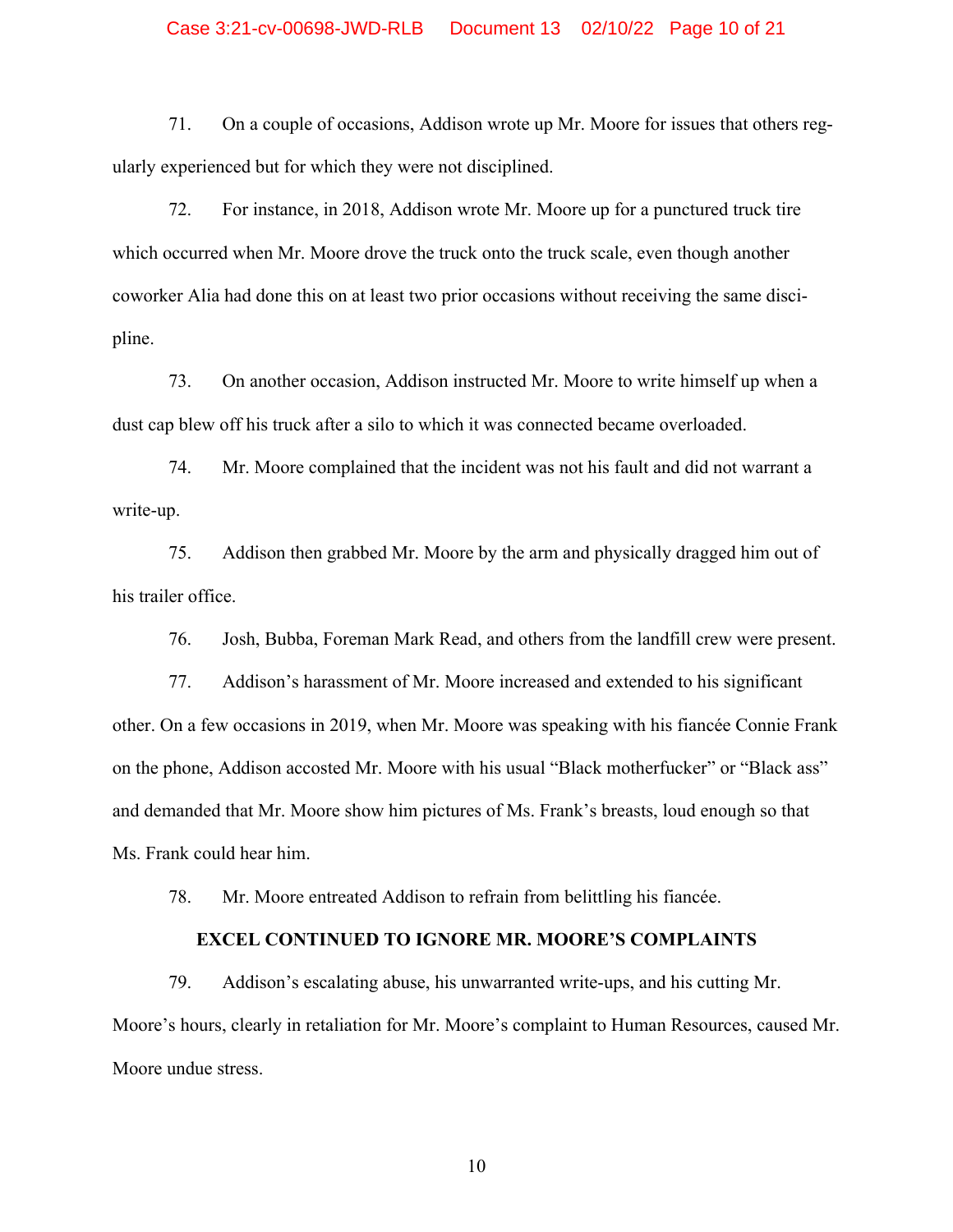71. On a couple of occasions, Addison wrote up Mr. Moore for issues that others regularly experienced but for which they were not disciplined.

72. For instance, in 2018, Addison wrote Mr. Moore up for a punctured truck tire which occurred when Mr. Moore drove the truck onto the truck scale, even though another coworker Alia had done this on at least two prior occasions without receiving the same discipline.

73. On another occasion, Addison instructed Mr. Moore to write himself up when a dust cap blew off his truck after a silo to which it was connected became overloaded.

74. Mr. Moore complained that the incident was not his fault and did not warrant a write-up.

75. Addison then grabbed Mr. Moore by the arm and physically dragged him out of his trailer office.

76. Josh, Bubba, Foreman Mark Read, and others from the landfill crew were present.

77. Addison's harassment of Mr. Moore increased and extended to his significant other. On a few occasions in 2019, when Mr. Moore was speaking with his fiancée Connie Frank on the phone, Addison accosted Mr. Moore with his usual "Black motherfucker" or "Black ass" and demanded that Mr. Moore show him pictures of Ms. Frank's breasts, loud enough so that Ms. Frank could hear him.

78. Mr. Moore entreated Addison to refrain from belittling his fiancée.

**EXCEL CONTINUED TO IGNORE MR. MOORE'S COMPLAINTS**

79. Addison's escalating abuse, his unwarranted write-ups, and his cutting Mr. Moore's hours, clearly in retaliation for Mr. Moore's complaint to Human Resources, caused Mr. Moore undue stress.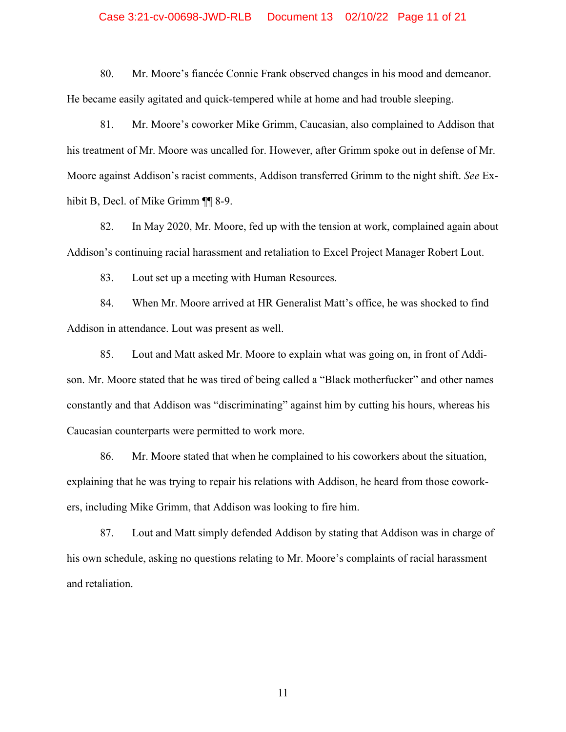80. Mr. Moore's fiancée Connie Frank observed changes in his mood and demeanor. He became easily agitated and quick-tempered while at home and had trouble sleeping.

81. Mr. Moore's coworker Mike Grimm, Caucasian, also complained to Addison that his treatment of Mr. Moore was uncalled for. However, after Grimm spoke out in defense of Mr. Moore against Addison's racist comments, Addison transferred Grimm to the night shift. *See* Exhibit B, Decl. of Mike Grimm ¶¶ 8-9.

82. In May 2020, Mr. Moore, fed up with the tension at work, complained again about Addison's continuing racial harassment and retaliation to Excel Project Manager Robert Lout.

83. Lout set up a meeting with Human Resources.

84. When Mr. Moore arrived at HR Generalist Matt's office, he was shocked to find Addison in attendance. Lout was present as well.

85. Lout and Matt asked Mr. Moore to explain what was going on, in front of Addison. Mr. Moore stated that he was tired of being called a "Black motherfucker" and other names constantly and that Addison was "discriminating" against him by cutting his hours, whereas his Caucasian counterparts were permitted to work more.

86. Mr. Moore stated that when he complained to his coworkers about the situation, explaining that he was trying to repair his relations with Addison, he heard from those coworkers, including Mike Grimm, that Addison was looking to fire him.

87. Lout and Matt simply defended Addison by stating that Addison was in charge of his own schedule, asking no questions relating to Mr. Moore's complaints of racial harassment and retaliation.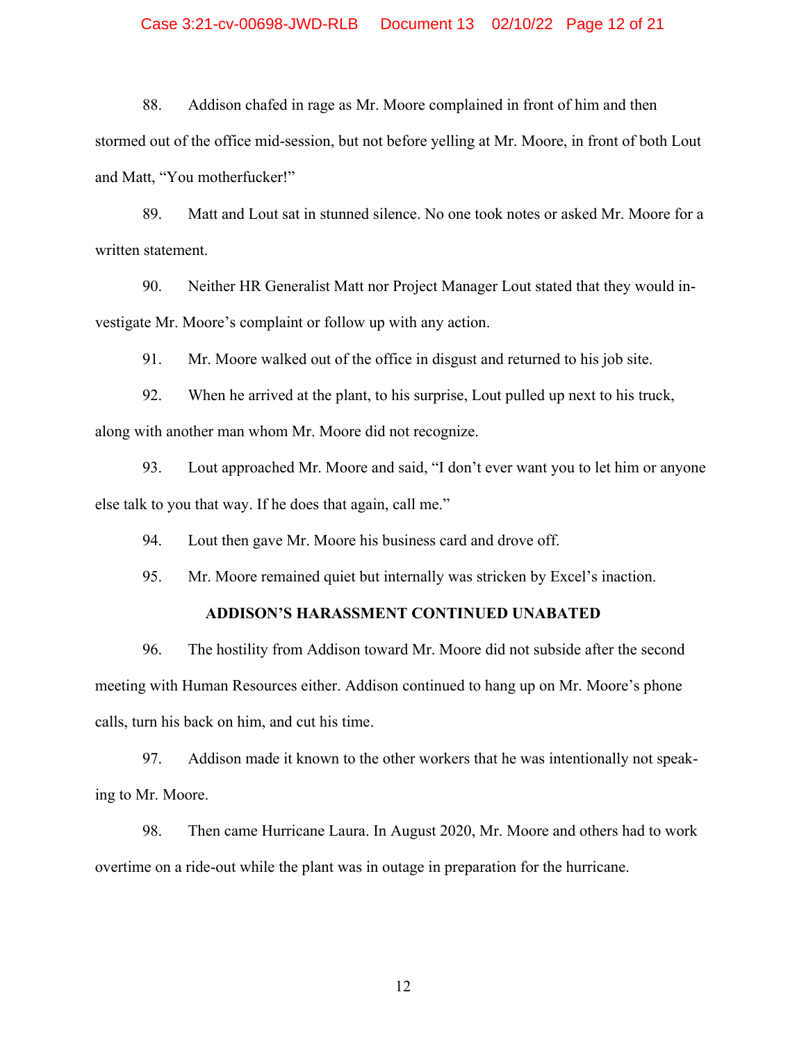88. Addison chafed in rage as Mr. Moore complained in front of him and then stormed out of the office mid-session, but not before yelling at Mr. Moore, in front of both Lout and Matt, "You motherfucker!"

89. Matt and Lout sat in stunned silence. No one took notes or asked Mr. Moore for a written statement.

90. Neither HR Generalist Matt nor Project Manager Lout stated that they would investigate Mr. Moore's complaint or follow up with any action.

91. Mr. Moore walked out of the office in disgust and returned to his job site.

92. When he arrived at the plant, to his surprise, Lout pulled up next to his truck, along with another man whom Mr. Moore did not recognize.

93. Lout approached Mr. Moore and said, "I don't ever want you to let him or anyone else talk to you that way. If he does that again, call me."

94. Lout then gave Mr. Moore his business card and drove off.

95. Mr. Moore remained quiet but internally was stricken by Excel's inaction.

## ADDISON'S HARASSMENT CONTINUED UNABATED

96. The hostility from Addison toward Mr. Moore did not subside after the second meeting with Human Resources either. Addison continued to hang up on Mr. Moore's phone calls, turn his back on him, and cut his time.

97. Addison made it known to the other workers that he was intentionally not speaking to Mr. Moore.

98. Then came Hurricane Laura. In August 2020, Mr. Moore and others had to work overtime on a ride-out while the plant was in outage in preparation for the hurricane.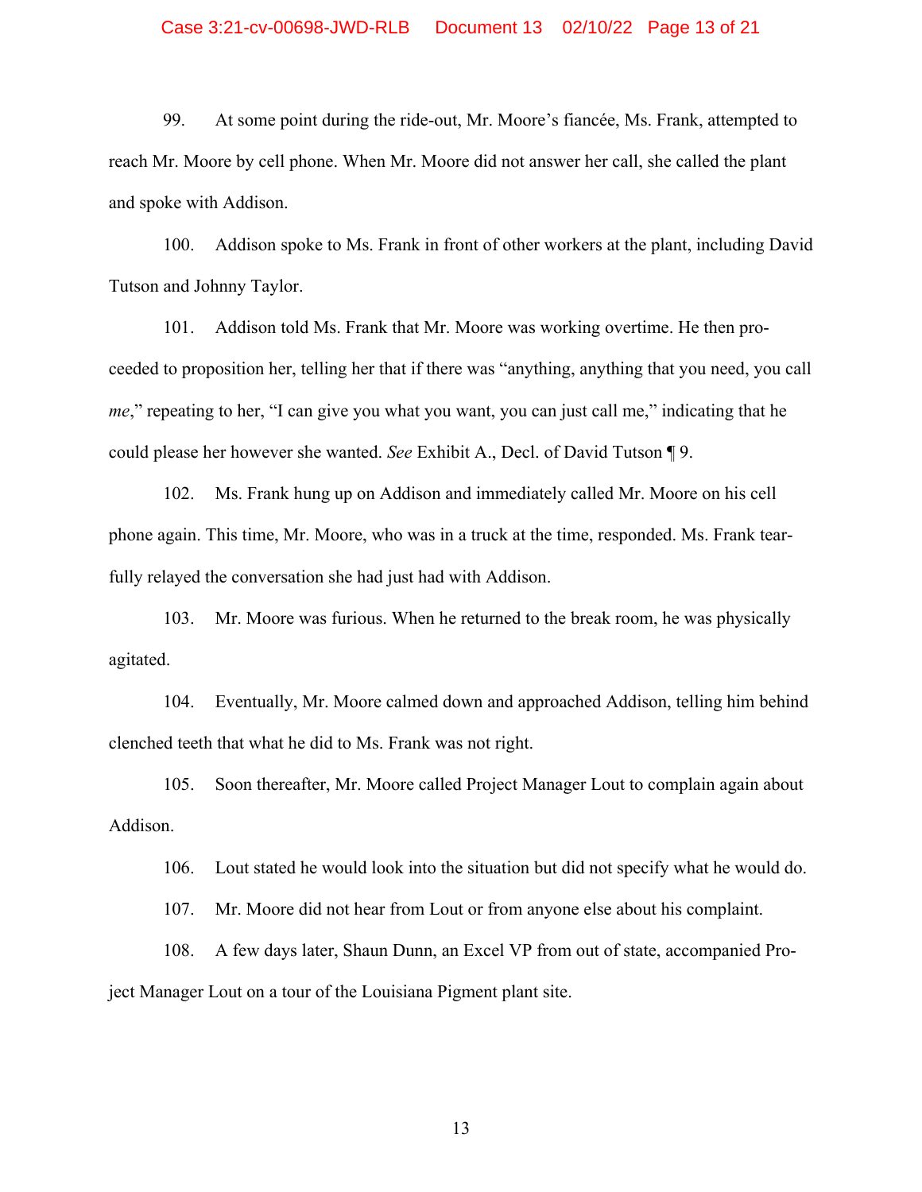99. At some point during the ride-out, Mr. Moore's fiancée, Ms. Frank, attempted to reach Mr. Moore by cell phone. When Mr. Moore did not answer her call, she called the plant and spoke with Addison.

100. Addison spoke to Ms. Frank in front of other workers at the plant, including David Tutson and Johnny Taylor.

101. Addison told Ms. Frank that Mr. Moore was working overtime. He then proceeded to proposition her, telling her that if there was "anything, anything that you need, you call *me*," repeating to her, "I can give you what you want, you can just call me," indicating that he could please her however she wanted. *See* Exhibit A., Decl. of David Tutson ¶ 9.

102. Ms. Frank hung up on Addison and immediately called Mr. Moore on his cell phone again. This time, Mr. Moore, who was in a truck at the time, responded. Ms. Frank tearfully relayed the conversation she had just had with Addison.

103. Mr. Moore was furious. When he returned to the break room, he was physically agitated.

104. Eventually, Mr. Moore calmed down and approached Addison, telling him behind clenched teeth that what he did to Ms. Frank was not right.

105. Soon thereafter, Mr. Moore called Project Manager Lout to complain again about Addison.

106. Lout stated he would look into the situation but did not specify what he would do.

107. Mr. Moore did not hear from Lout or from anyone else about his complaint.

108. A few days later, Shaun Dunn, an Excel VP from out of state, accompanied Project Manager Lout on a tour of the Louisiana Pigment plant site.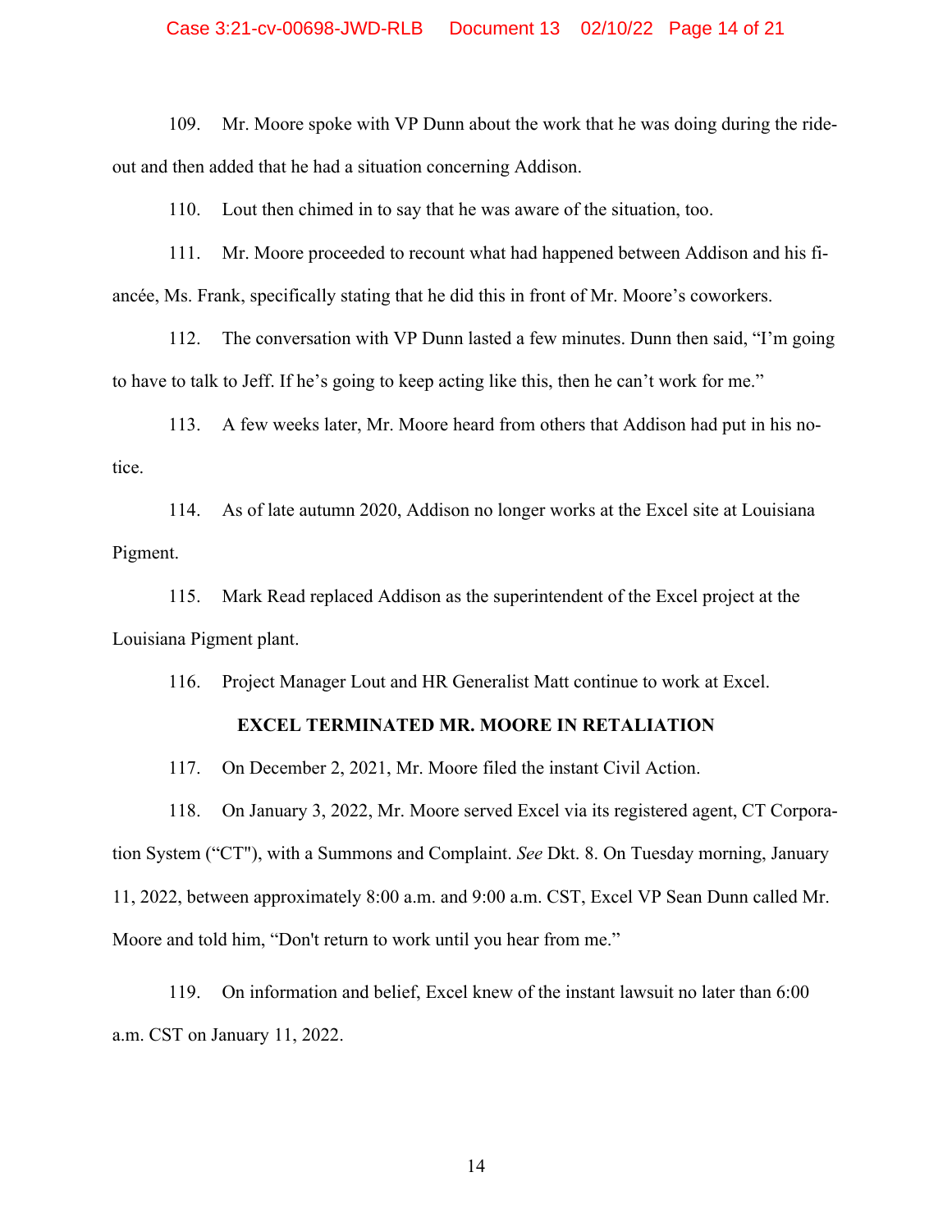109. Mr. Moore spoke with VP Dunn about the work that he was doing during the ride-out and then added that he had a situation concerning Addison.

110. Lout then chimed in to say that he was aware of the situation, too.

111. Mr. Moore proceeded to recount what had happened between Addison and his fiancée, Ms. Frank, specifically stating that he did this in front of Mr. Moore's coworkers.

112. The conversation with VP Dunn lasted a few minutes. Dunn then said, "I'm going to have to talk to Jeff. If he's going to keep acting like this, then he can't work for me."

113. A few weeks later, Mr. Moore heard from others that Addison had put in his notice.

114. As of late autumn 2020, Addison no longer works at the Excel site at Louisiana Pigment.

115. Mark Read replaced Addison as the superintendent of the Excel project at the Louisiana Pigment plant.

116. Project Manager Lout and HR Generalist Matt continue to work at Excel.

**EXCEL TERMINATED MR. MOORE IN RETALIATION**

117. On December 2, 2021, Mr. Moore filed the instant Civil Action.

118. On January 3, 2022, Mr. Moore served Excel via its registered agent, CT Corporation System ("CT"), with a Summons and Complaint. *See* Dkt. 8. On Tuesday morning, January 11, 2022, between approximately 8:00 a.m. and 9:00 a.m. CST, Excel VP Sean Dunn called Mr. Moore and told him, "Don't return to work until you hear from me."

119. On information and belief, Excel knew of the instant lawsuit no later than 6:00 a.m. CST on January 11, 2022.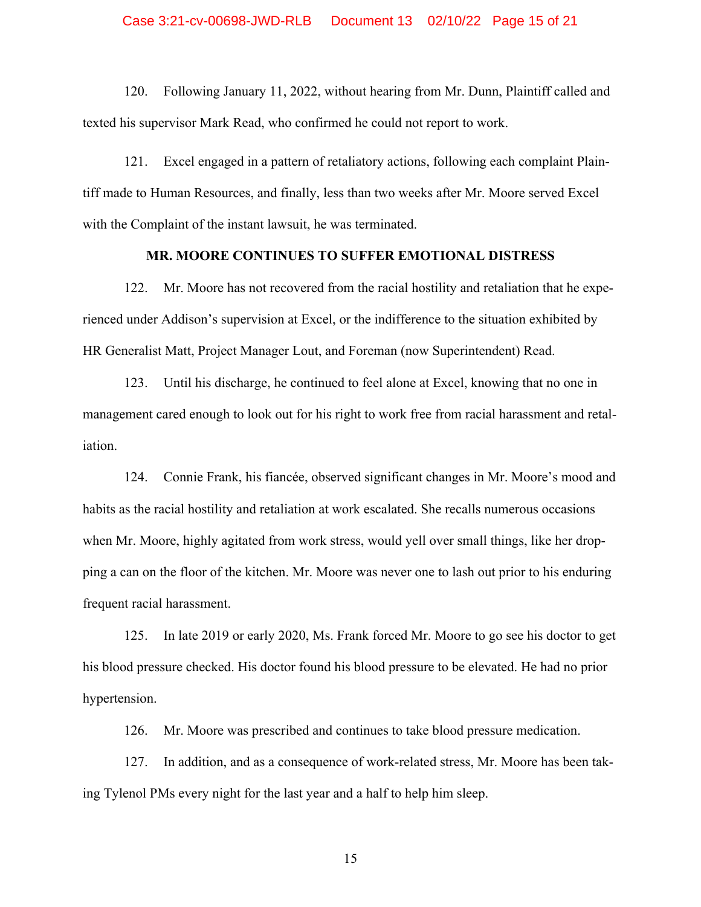120. Following January 11, 2022, without hearing from Mr. Dunn, Plaintiff called and texted his supervisor Mark Read, who confirmed he could not report to work.

121. Excel engaged in a pattern of retaliatory actions, following each complaint Plaintiff made to Human Resources, and finally, less than two weeks after Mr. Moore served Excel with the Complaint of the instant lawsuit, he was terminated.

**MR. MOORE CONTINUES TO SUFFER EMOTIONAL DISTRESS**

122. Mr. Moore has not recovered from the racial hostility and retaliation that he experienced under Addison's supervision at Excel, or the indifference to the situation exhibited by HR Generalist Matt, Project Manager Lout, and Foreman (now Superintendent) Read.

123. Until his discharge, he continued to feel alone at Excel, knowing that no one in management cared enough to look out for his right to work free from racial harassment and retaliation.

124. Connie Frank, his fiancée, observed significant changes in Mr. Moore's mood and habits as the racial hostility and retaliation at work escalated. She recalls numerous occasions when Mr. Moore, highly agitated from work stress, would yell over small things, like her dropping a can on the floor of the kitchen. Mr. Moore was never one to lash out prior to his enduring frequent racial harassment.

125. In late 2019 or early 2020, Ms. Frank forced Mr. Moore to go see his doctor to get his blood pressure checked. His doctor found his blood pressure to be elevated. He had no prior hypertension.

126. Mr. Moore was prescribed and continues to take blood pressure medication.

127. In addition, and as a consequence of work-related stress, Mr. Moore has been taking Tylenol PMs every night for the last year and a half to help him sleep.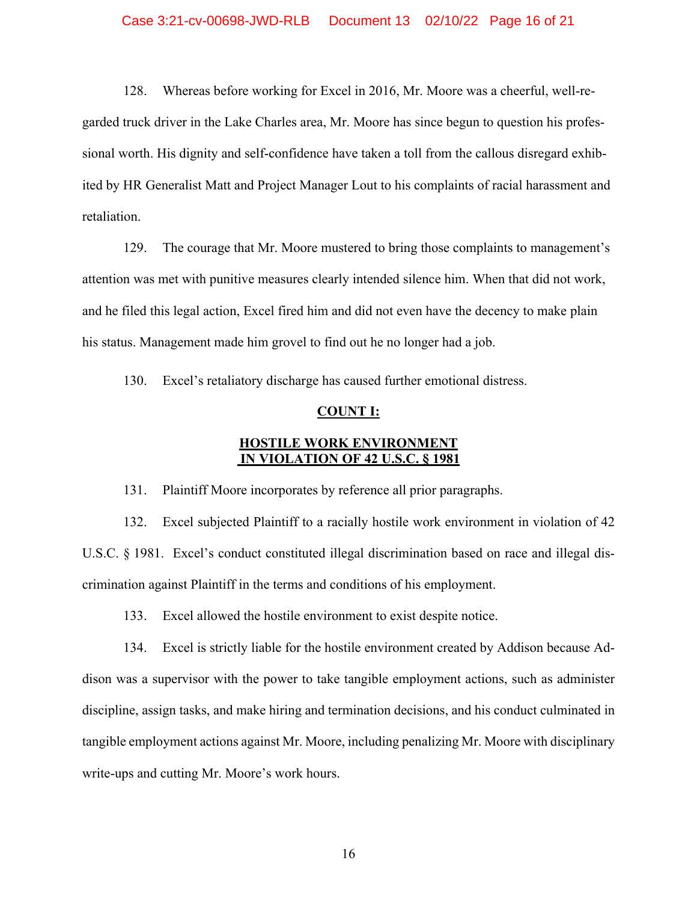128. Whereas before working for Excel in 2016, Mr. Moore was a cheerful, well-regarded truck driver in the Lake Charles area, Mr. Moore has since begun to question his professional worth. His dignity and self-confidence have taken a toll from the callous disregard exhibited by HR Generalist Matt and Project Manager Lout to his complaints of racial harassment and retaliation.

129. The courage that Mr. Moore mustered to bring those complaints to management's attention was met with punitive measures clearly intended silence him. When that did not work, and he filed this legal action, Excel fired him and did not even have the decency to make plain his status. Management made him grovel to find out he no longer had a job.

130. Excel's retaliatory discharge has caused further emotional distress.

## COUNT I:

## HOSTILE WORK ENVIRONMENT IN VIOLATION OF 42 U.S.C. § 1981

131. Plaintiff Moore incorporates by reference all prior paragraphs.

132. Excel subjected Plaintiff to a racially hostile work environment in violation of 42 U.S.C. § 1981. Excel's conduct constituted illegal discrimination based on race and illegal discrimination against Plaintiff in the terms and conditions of his employment.

133. Excel allowed the hostile environment to exist despite notice.

134. Excel is strictly liable for the hostile environment created by Addison because Addison was a supervisor with the power to take tangible employment actions, such as administer discipline, assign tasks, and make hiring and termination decisions, and his conduct culminated in tangible employment actions against Mr. Moore, including penalizing Mr. Moore with disciplinary write-ups and cutting Mr. Moore's work hours.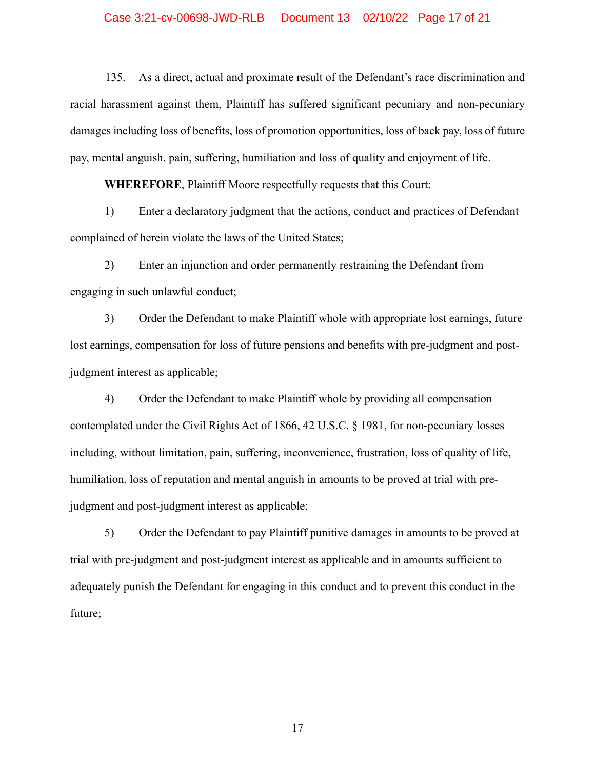135. As a direct, actual and proximate result of the Defendant's race discrimination and racial harassment against them, Plaintiff has suffered significant pecuniary and non-pecuniary damages including loss of benefits, loss of promotion opportunities, loss of back pay, loss of future pay, mental anguish, pain, suffering, humiliation and loss of quality and enjoyment of life.

**WHEREFORE**, Plaintiff Moore respectfully requests that this Court:

1) Enter a declaratory judgment that the actions, conduct and practices of Defendant complained of herein violate the laws of the United States;

2) Enter an injunction and order permanently restraining the Defendant from engaging in such unlawful conduct;

3) Order the Defendant to make Plaintiff whole with appropriate lost earnings, future lost earnings, compensation for loss of future pensions and benefits with pre-judgment and post-judgment interest as applicable;

4) Order the Defendant to make Plaintiff whole by providing all compensation contemplated under the Civil Rights Act of 1866, 42 U.S.C. § 1981, for non-pecuniary losses including, without limitation, pain, suffering, inconvenience, frustration, loss of quality of life, humiliation, loss of reputation and mental anguish in amounts to be proved at trial with pre-judgment and post-judgment interest as applicable;

5) Order the Defendant to pay Plaintiff punitive damages in amounts to be proved at trial with pre-judgment and post-judgment interest as applicable and in amounts sufficient to adequately punish the Defendant for engaging in this conduct and to prevent this conduct in the future;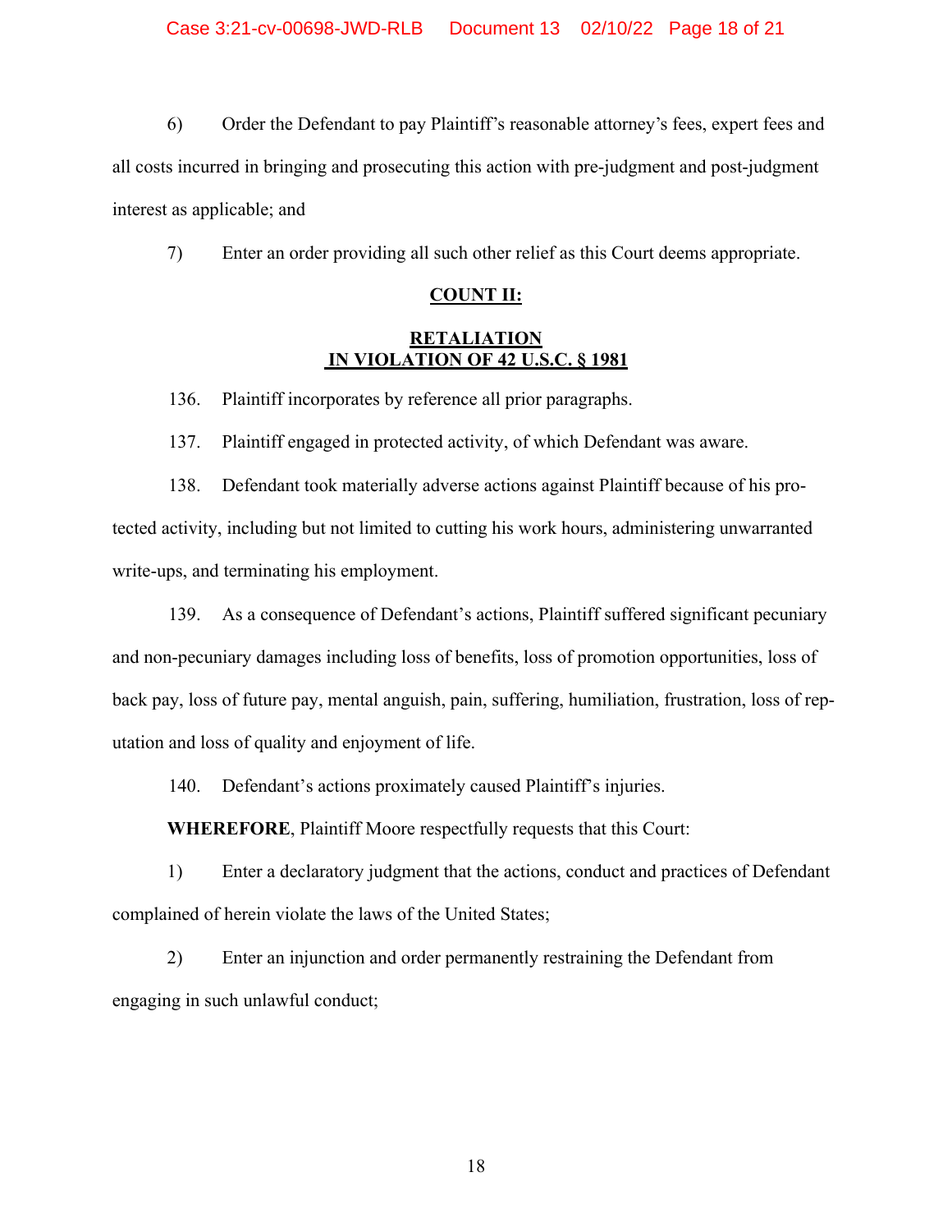6) Order the Defendant to pay Plaintiff's reasonable attorney's fees, expert fees and all costs incurred in bringing and prosecuting this action with pre-judgment and post-judgment interest as applicable; and

7) Enter an order providing all such other relief as this Court deems appropriate.

## COUNT II:

## RETALIATION IN VIOLATION OF 42 U.S.C. § 1981

136. Plaintiff incorporates by reference all prior paragraphs.

137. Plaintiff engaged in protected activity, of which Defendant was aware.

138. Defendant took materially adverse actions against Plaintiff because of his protected activity, including but not limited to cutting his work hours, administering unwarranted write-ups, and terminating his employment.

139. As a consequence of Defendant's actions, Plaintiff suffered significant pecuniary and non-pecuniary damages including loss of benefits, loss of promotion opportunities, loss of back pay, loss of future pay, mental anguish, pain, suffering, humiliation, frustration, loss of reputation and loss of quality and enjoyment of life.

140. Defendant's actions proximately caused Plaintiff's injuries.

**WHEREFORE**, Plaintiff Moore respectfully requests that this Court:

1) Enter a declaratory judgment that the actions, conduct and practices of Defendant complained of herein violate the laws of the United States;

2) Enter an injunction and order permanently restraining the Defendant from engaging in such unlawful conduct;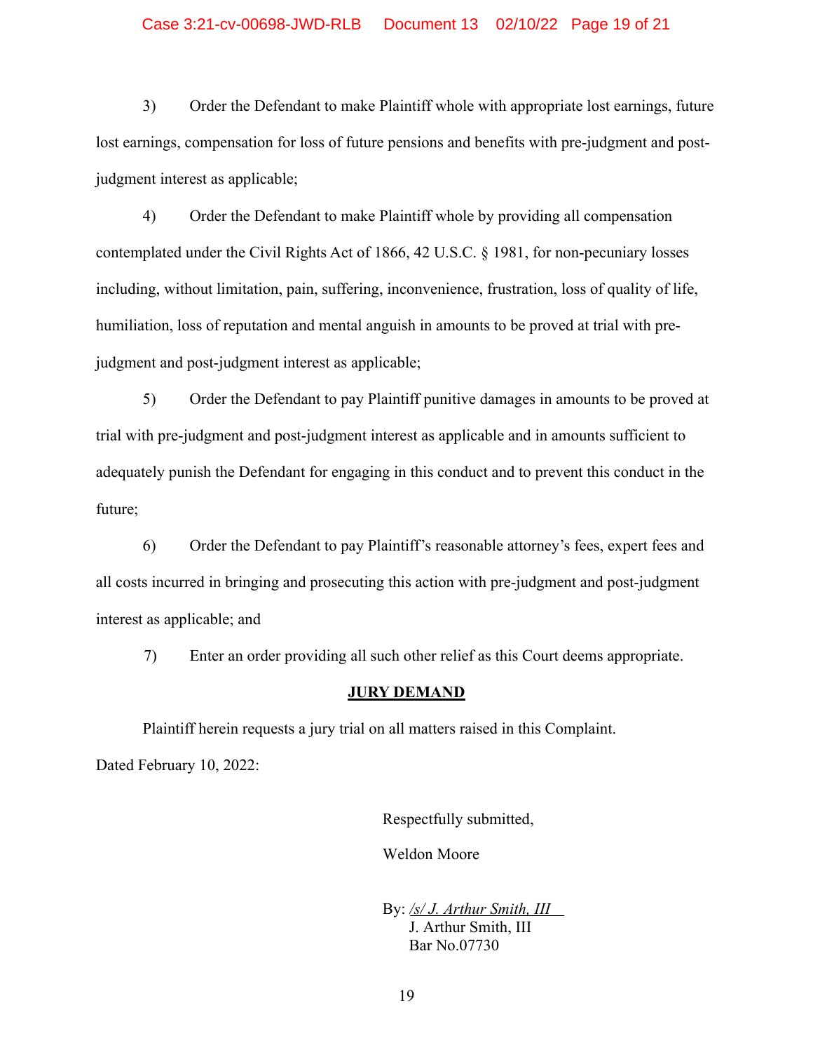3) Order the Defendant to make Plaintiff whole with appropriate lost earnings, future lost earnings, compensation for loss of future pensions and benefits with pre-judgment and post-judgment interest as applicable;

4) Order the Defendant to make Plaintiff whole by providing all compensation contemplated under the Civil Rights Act of 1866, 42 U.S.C. § 1981, for non-pecuniary losses including, without limitation, pain, suffering, inconvenience, frustration, loss of quality of life, humiliation, loss of reputation and mental anguish in amounts to be proved at trial with pre-judgment and post-judgment interest as applicable;

5) Order the Defendant to pay Plaintiff punitive damages in amounts to be proved at trial with pre-judgment and post-judgment interest as applicable and in amounts sufficient to adequately punish the Defendant for engaging in this conduct and to prevent this conduct in the future;

6) Order the Defendant to pay Plaintiff's reasonable attorney's fees, expert fees and all costs incurred in bringing and prosecuting this action with pre-judgment and post-judgment interest as applicable; and

7) Enter an order providing all such other relief as this Court deems appropriate.

**JURY DEMAND**

Plaintiff herein requests a jury trial on all matters raised in this Complaint.

Dated February 10, 2022:

Respectfully submitted,

Weldon Moore

By: */s/ J. Arthur Smith, III*
J. Arthur Smith, III
Bar No.07730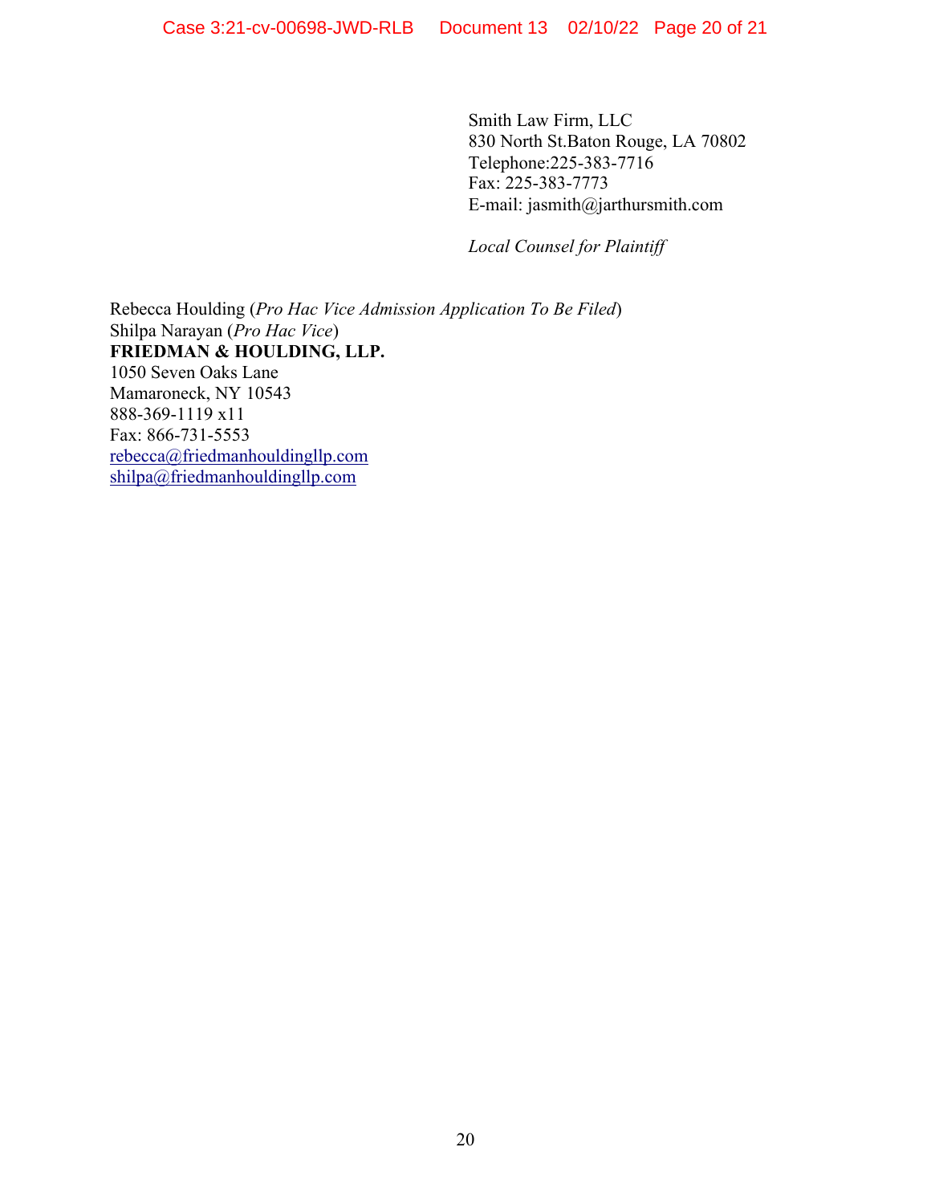Smith Law Firm, LLC
830 North St.Baton Rouge, LA 70802
Telephone:225-383-7716
Fax: 225-383-7773
E-mail: jasmith@jarthursmith.com

*Local Counsel for Plaintiff*

Rebecca Houlding (*Pro Hac Vice Admission Application To Be Filed*)
Shilpa Narayan (*Pro Hac Vice*)
**FRIEDMAN & HOULDING, LLP.**
1050 Seven Oaks Lane
Mamaroneck, NY 10543
888-369-1119 x11
Fax: 866-731-5553
rebecca@friedmanhouldingllp.com
shilpa@friedmanhouldingllp.com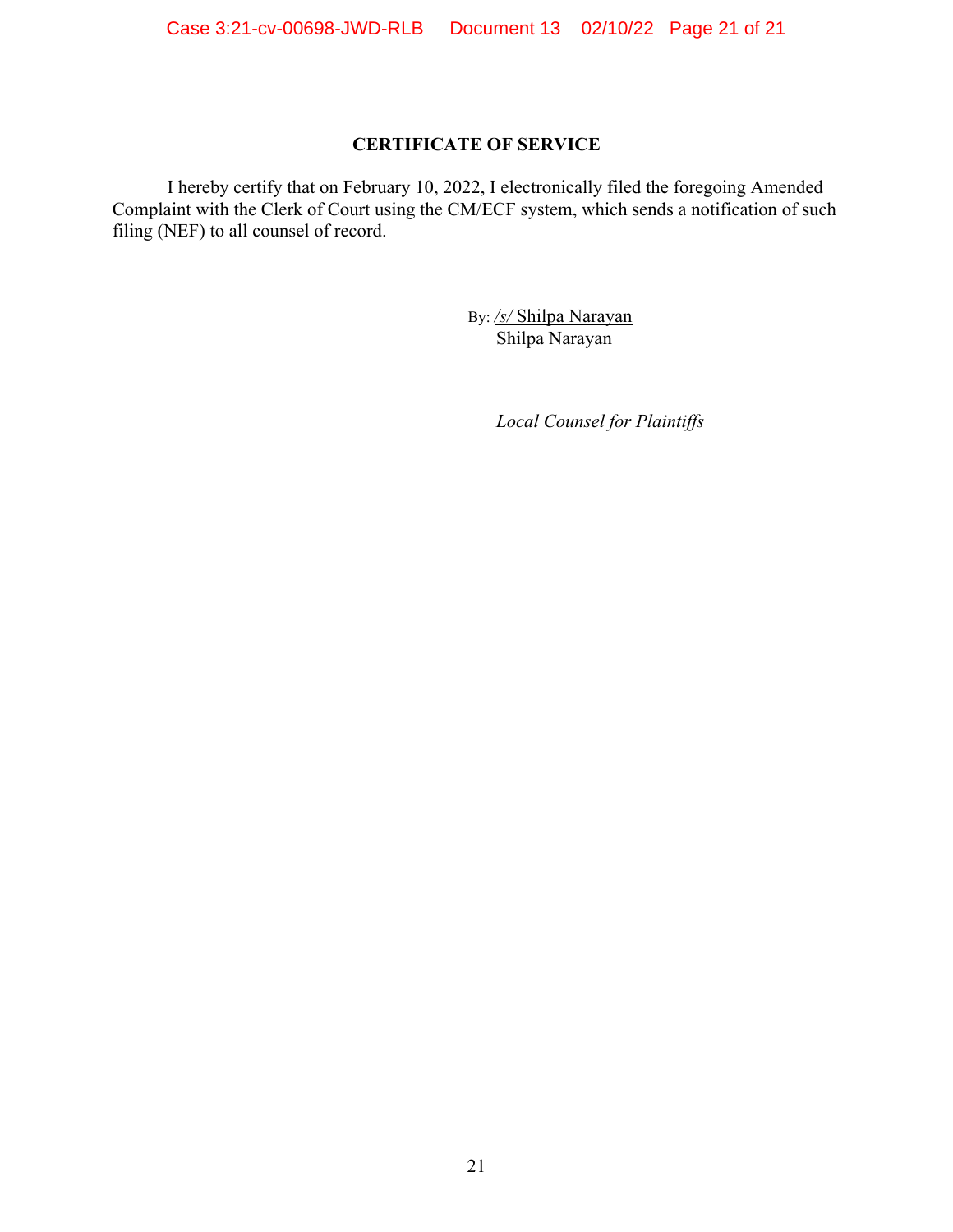**CERTIFICATE OF SERVICE**

I hereby certify that on February 10, 2022, I electronically filed the foregoing Amended Complaint with the Clerk of Court using the CM/ECF system, which sends a notification of such filing (NEF) to all counsel of record.

By: /s/ Shilpa Narayan
Shilpa Narayan

*Local Counsel for Plaintiffs*